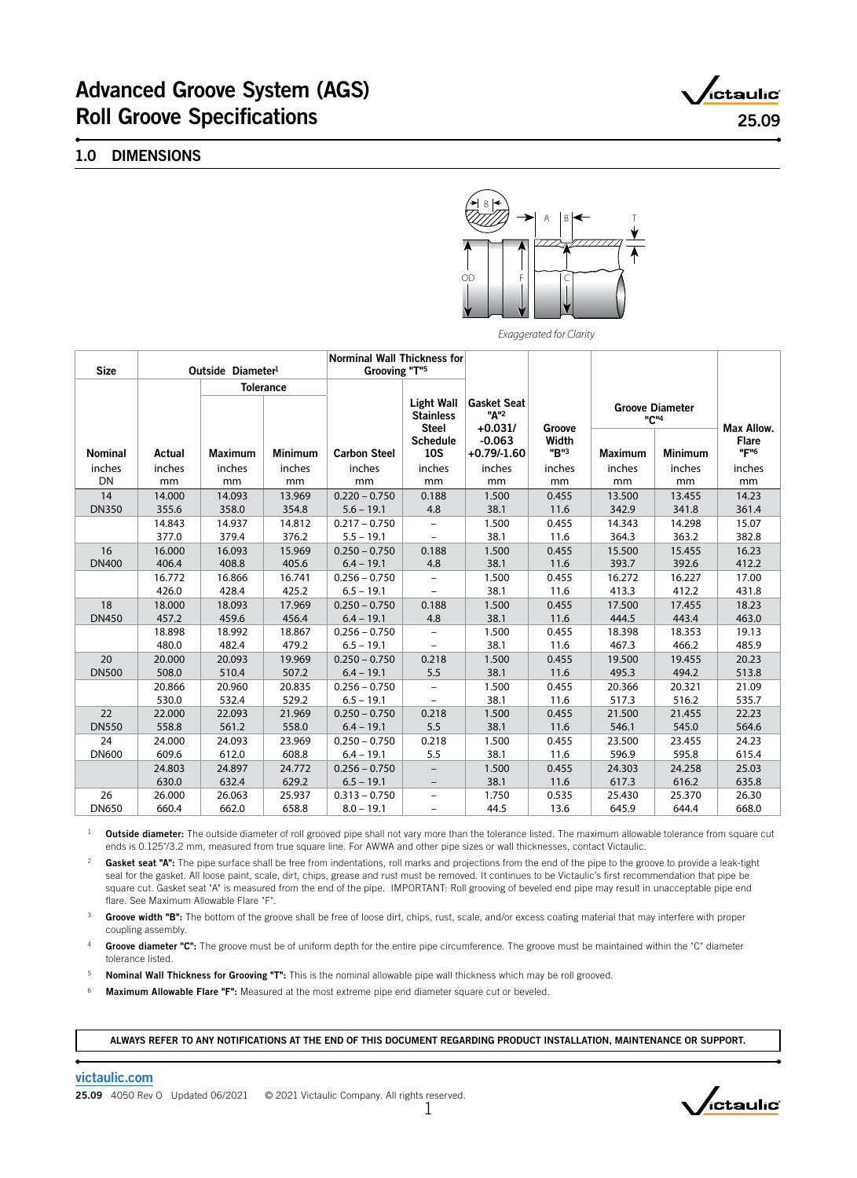# Advanced Groove System (AGS) Roll Groove Specifications

25.09

## 1.0 DIMENSIONS

*Exaggerated for Clarity*

| Size | Outside Diameter[1] | | | Nominal Wall Thickness for Grooving "T"[5] | | Gasket Seat "A"[2] +0.031/ -0.063 +0.79/-1.60 | Groove Width "B"[3] | Groove Diameter "C"[4] | | Max Allow. Flare "F"[6] |
|---|---|---|---|---|---|---|---|---|---|---|
| | | Tolerance | | | Light Wall Stainless Steel Schedule 10S | | | | | |
| Nominal | Actual | Maximum | Minimum | Carbon Steel | | | | Maximum | Minimum | |
| inches DN | inches mm | inches mm | inches mm | inches mm | inches mm | inches mm | inches mm | inches mm | inches mm | inches mm |
| 14 DN350 | 14.000 355.6 | 14.093 358.0 | 13.969 354.8 | 0.220 – 0.750 5.6 – 19.1 | 0.188 4.8 | 1.500 38.1 | 0.455 11.6 | 13.500 342.9 | 13.455 341.8 | 14.23 361.4 |
| | 14.843 377.0 | 14.937 379.4 | 14.812 376.2 | 0.217 – 0.750 5.5 – 19.1 | – – | 1.500 38.1 | 0.455 11.6 | 14.343 364.3 | 14.298 363.2 | 15.07 382.8 |
| 16 DN400 | 16.000 406.4 | 16.093 408.8 | 15.969 405.6 | 0.250 – 0.750 6.4 – 19.1 | 0.188 4.8 | 1.500 38.1 | 0.455 11.6 | 15.500 393.7 | 15.455 392.6 | 16.23 412.2 |
| | 16.772 426.0 | 16.866 428.4 | 16.741 425.2 | 0.256 – 0.750 6.5 – 19.1 | – – | 1.500 38.1 | 0.455 11.6 | 16.272 413.3 | 16.227 412.2 | 17.00 431.8 |
| 18 DN450 | 18.000 457.2 | 18.093 459.6 | 17.969 456.4 | 0.250 – 0.750 6.4 – 19.1 | 0.188 4.8 | 1.500 38.1 | 0.455 11.6 | 17.500 444.5 | 17.455 443.4 | 18.23 463.0 |
| | 18.898 480.0 | 18.992 482.4 | 18.867 479.2 | 0.256 – 0.750 6.5 – 19.1 | – – | 1.500 38.1 | 0.455 11.6 | 18.398 467.3 | 18.353 466.2 | 19.13 485.9 |
| 20 DN500 | 20.000 508.0 | 20.093 510.4 | 19.969 507.2 | 0.250 – 0.750 6.4 – 19.1 | 0.218 5.5 | 1.500 38.1 | 0.455 11.6 | 19.500 495.3 | 19.455 494.2 | 20.23 513.8 |
| | 20.866 530.0 | 20.960 532.4 | 20.835 529.2 | 0.256 – 0.750 6.5 – 19.1 | – – | 1.500 38.1 | 0.455 11.6 | 20.366 517.3 | 20.321 516.2 | 21.09 535.7 |
| 22 DN550 | 22.000 558.8 | 22.093 561.2 | 21.969 558.0 | 0.250 – 0.750 6.4 – 19.1 | 0.218 5.5 | 1.500 38.1 | 0.455 11.6 | 21.500 546.1 | 21.455 545.0 | 22.23 564.6 |
| 24 DN600 | 24.000 609.6 | 24.093 612.0 | 23.969 608.8 | 0.250 – 0.750 6.4 – 19.1 | 0.218 5.5 | 1.500 38.1 | 0.455 11.6 | 23.500 596.9 | 23.455 595.8 | 24.23 615.4 |
| | 24.803 630.0 | 24.897 632.4 | 24.772 629.2 | 0.256 – 0.750 6.5 – 19.1 | – – | 1.500 38.1 | 0.455 11.6 | 24.303 617.3 | 24.258 616.2 | 25.03 635.8 |
| 26 DN650 | 26.000 660.4 | 26.063 662.0 | 25.937 658.8 | 0.313 – 0.750 8.0 – 19.1 | – – | 1.750 44.5 | 0.535 13.6 | 25.430 645.9 | 25.370 644.4 | 26.30 668.0 |

[1] **Outside diameter:** The outside diameter of roll grooved pipe shall not vary more than the tolerance listed. The maximum allowable tolerance from square cut ends is 0.125"/3.2 mm, measured from true square line. For AWWA and other pipe sizes or wall thicknesses, contact Victaulic.

[2] **Gasket seat "A":** The pipe surface shall be free from indentations, roll marks and projections from the end of the pipe to the groove to provide a leak-tight seal for the gasket. All loose paint, scale, dirt, chips, grease and rust must be removed. It continues to be Victaulic's first recommendation that pipe be square cut. Gasket seat 'A' is measured from the end of the pipe. IMPORTANT: Roll grooving of beveled end pipe may result in unacceptable pipe end flare. See Maximum Allowable Flare "F".

[3] **Groove width "B":** The bottom of the groove shall be free of loose dirt, chips, rust, scale, and/or excess coating material that may interfere with proper coupling assembly.

[4] **Groove diameter "C":** The groove must be of uniform depth for the entire pipe circumference. The groove must be maintained within the "C" diameter tolerance listed.

[5] **Nominal Wall Thickness for Grooving "T":** This is the nominal allowable pipe wall thickness which may be roll grooved.

[6] **Maximum Allowable Flare "F":** Measured at the most extreme pipe end diameter square cut or beveled.

**ALWAYS REFER TO ANY NOTIFICATIONS AT THE END OF THIS DOCUMENT REGARDING PRODUCT INSTALLATION, MAINTENANCE OR SUPPORT.**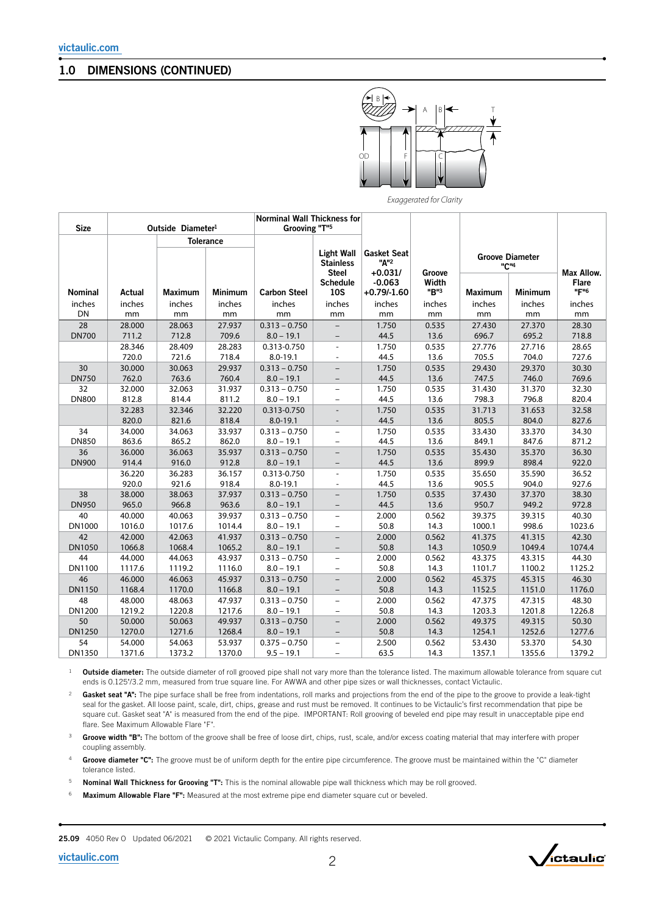## 1.0 DIMENSIONS (CONTINUED)

*Exaggerated for Clarity*

| Size | Outside Diameter[1] | | | Norminal Wall Thickness for Grooving "T"[5] | | | | Groove Diameter "C"[4] | | |
|---|---|---|---|---|---|---|---|---|---|---|
| | | Tolerance | | | | | | | | |
| Nominal | Actual | Maximum | Minimum | Carbon Steel | Light Wall Stainless Steel Schedule 10S | Gasket Seat "A"[2] +0.031/ -0.063 +0.79/-1.60 | Groove Width "B"[3] | Maximum | Minimum | Max Allow. Flare "F"[6] |
| inches DN | inches mm | inches mm | inches mm | inches mm | inches mm | inches mm | inches mm | inches mm | inches mm | inches mm |
| 28 DN700 | 28.000 711.2 | 28.063 712.8 | 27.937 709.6 | 0.313 – 0.750 8.0 – 19.1 | – – | 1.750 44.5 | 0.535 13.6 | 27.430 696.7 | 27.370 695.2 | 28.30 718.8 |
| | 28.346 720.0 | 28.409 721.6 | 28.283 718.4 | 0.313-0.750 8.0-19.1 | - - | 1.750 44.5 | 0.535 13.6 | 27.776 705.5 | 27.716 704.0 | 28.65 727.6 |
| 30 DN750 | 30.000 762.0 | 30.063 763.6 | 29.937 760.4 | 0.313 – 0.750 8.0 – 19.1 | – – | 1.750 44.5 | 0.535 13.6 | 29.430 747.5 | 29.370 746.0 | 30.30 769.6 |
| 32 DN800 | 32.000 812.8 | 32.063 814.4 | 31.937 811.2 | 0.313 – 0.750 8.0 – 19.1 | – – | 1.750 44.5 | 0.535 13.6 | 31.430 798.3 | 31.370 796.8 | 32.30 820.4 |
| | 32.283 820.0 | 32.346 821.6 | 32.220 818.4 | 0.313-0.750 8.0-19.1 | - - | 1.750 44.5 | 0.535 13.6 | 31.713 805.5 | 31.653 804.0 | 32.58 827.6 |
| 34 DN850 | 34.000 863.6 | 34.063 865.2 | 33.937 862.0 | 0.313 – 0.750 8.0 – 19.1 | – – | 1.750 44.5 | 0.535 13.6 | 33.430 849.1 | 33.370 847.6 | 34.30 871.2 |
| 36 DN900 | 36.000 914.4 | 36.063 916.0 | 35.937 912.8 | 0.313 – 0.750 8.0 – 19.1 | – – | 1.750 44.5 | 0.535 13.6 | 35.430 899.9 | 35.370 898.4 | 36.30 922.0 |
| | 36.220 920.0 | 36.283 921.6 | 36.157 918.4 | 0.313-0.750 8.0-19.1 | - - | 1.750 44.5 | 0.535 13.6 | 35.650 905.5 | 35.590 904.0 | 36.52 927.6 |
| 38 DN950 | 38.000 965.0 | 38.063 966.8 | 37.937 963.6 | 0.313 – 0.750 8.0 – 19.1 | – – | 1.750 44.5 | 0.535 13.6 | 37.430 950.7 | 37.370 949.2 | 38.30 972.8 |
| 40 DN1000 | 40.000 1016.0 | 40.063 1017.6 | 39.937 1014.4 | 0.313 – 0.750 8.0 – 19.1 | – – | 2.000 50.8 | 0.562 14.3 | 39.375 1000.1 | 39.315 998.6 | 40.30 1023.6 |
| 42 DN1050 | 42.000 1066.8 | 42.063 1068.4 | 41.937 1065.2 | 0.313 – 0.750 8.0 – 19.1 | – – | 2.000 50.8 | 0.562 14.3 | 41.375 1050.9 | 41.315 1049.4 | 42.30 1074.4 |
| 44 DN1100 | 44.000 1117.6 | 44.063 1119.2 | 43.937 1116.0 | 0.313 – 0.750 8.0 – 19.1 | – – | 2.000 50.8 | 0.562 14.3 | 43.375 1101.7 | 43.315 1100.2 | 44.30 1125.2 |
| 46 DN1150 | 46.000 1168.4 | 46.063 1170.0 | 45.937 1166.8 | 0.313 – 0.750 8.0 – 19.1 | – – | 2.000 50.8 | 0.562 14.3 | 45.375 1152.5 | 45.315 1151.0 | 46.30 1176.0 |
| 48 DN1200 | 48.000 1219.2 | 48.063 1220.8 | 47.937 1217.6 | 0.313 – 0.750 8.0 – 19.1 | – – | 2.000 50.8 | 0.562 14.3 | 47.375 1203.3 | 47.315 1201.8 | 48.30 1226.8 |
| 50 DN1250 | 50.000 1270.0 | 50.063 1271.6 | 49.937 1268.4 | 0.313 – 0.750 8.0 – 19.1 | – – | 2.000 50.8 | 0.562 14.3 | 49.375 1254.1 | 49.315 1252.6 | 50.30 1277.6 |
| 54 DN1350 | 54.000 1371.6 | 54.063 1373.2 | 53.937 1370.0 | 0.375 – 0.750 9.5 – 19.1 | – – | 2.500 63.5 | 0.562 14.3 | 53.430 1357.1 | 53.370 1355.6 | 54.30 1379.2 |

[1] **Outside diameter:** The outside diameter of roll grooved pipe shall not vary more than the tolerance listed. The maximum allowable tolerance from square cut ends is 0.125"/3.2 mm, measured from true square line. For AWWA and other pipe sizes or wall thicknesses, contact Victaulic.

[2] **Gasket seat "A":** The pipe surface shall be free from indentations, roll marks and projections from the end of the pipe to the groove to provide a leak-tight seal for the gasket. All loose paint, scale, dirt, chips, grease and rust must be removed. It continues to be Victaulic's first recommendation that pipe be square cut. Gasket seat "A" is measured from the end of the pipe. IMPORTANT: Roll grooving of beveled end pipe may result in unacceptable pipe end flare. See Maximum Allowable Flare "F".

[3] **Groove width "B":** The bottom of the groove shall be free of loose dirt, chips, rust, scale, and/or excess coating material that may interfere with proper coupling assembly.

[4] **Groove diameter "C":** The groove must be of uniform depth for the entire pipe circumference. The groove must be maintained within the "C" diameter tolerance listed.

[5] **Nominal Wall Thickness for Grooving "T":** This is the nominal allowable pipe wall thickness which may be roll grooved.

[6] **Maximum Allowable Flare "F":** Measured at the most extreme pipe end diameter square cut or beveled.

**25.09** 4050 Rev O Updated 06/2021 © 2021 Victaulic Company. All rights reserved.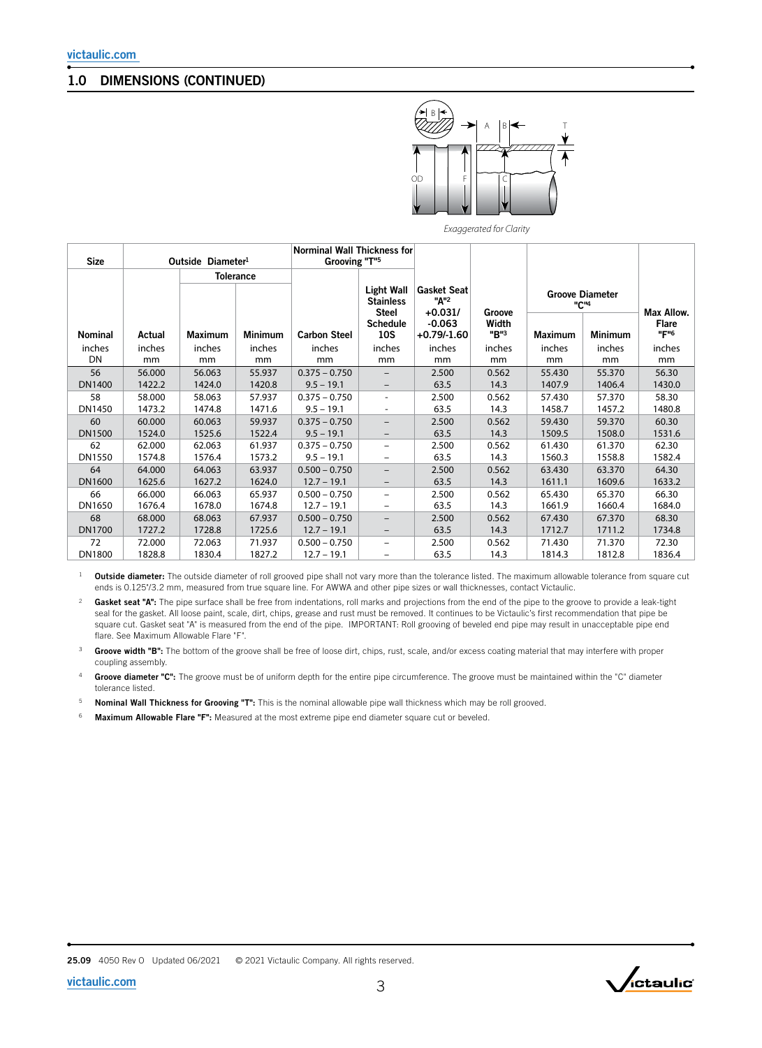## 1.0 DIMENSIONS (CONTINUED)

*Exaggerated for Clarity*

| Size | Outside Diameter[1] | | | Norminal Wall Thickness for Grooving "T"[5] | | Gasket Seat "A"[2] +0.031/ -0.063 +0.79/-1.60 | Groove Width "B"[3] | Groove Diameter "C"[4] | | Max Allow. Flare "F"[6] |
|---|---|---|---|---|---|---|---|---|---|---|
| | | Tolerance | | | | | | | | |
| Nominal | Actual | Maximum | Minimum | Carbon Steel | Light Wall Stainless Steel Schedule 10S | | | Maximum | Minimum | |
| inches DN | inches mm | inches mm | inches mm | inches mm | inches mm | inches mm | inches mm | inches mm | inches mm | inches mm |
| 56 DN1400 | 56.000 1422.2 | 56.063 1424.0 | 55.937 1420.8 | 0.375 – 0.750 9.5 – 19.1 | – – | 2.500 63.5 | 0.562 14.3 | 55.430 1407.9 | 55.370 1406.4 | 56.30 1430.0 |
| 58 DN1450 | 58.000 1473.2 | 58.063 1474.8 | 57.937 1471.6 | 0.375 – 0.750 9.5 – 19.1 | - - | 2.500 63.5 | 0.562 14.3 | 57.430 1458.7 | 57.370 1457.2 | 58.30 1480.8 |
| 60 DN1500 | 60.000 1524.0 | 60.063 1525.6 | 59.937 1522.4 | 0.375 – 0.750 9.5 – 19.1 | – – | 2.500 63.5 | 0.562 14.3 | 59.430 1509.5 | 59.370 1508.0 | 60.30 1531.6 |
| 62 DN1550 | 62.000 1574.8 | 62.063 1576.4 | 61.937 1573.2 | 0.375 – 0.750 9.5 – 19.1 | – – | 2.500 63.5 | 0.562 14.3 | 61.430 1560.3 | 61.370 1558.8 | 62.30 1582.4 |
| 64 DN1600 | 64.000 1625.6 | 64.063 1627.2 | 63.937 1624.0 | 0.500 – 0.750 12.7 – 19.1 | – – | 2.500 63.5 | 0.562 14.3 | 63.430 1611.1 | 63.370 1609.6 | 64.30 1633.2 |
| 66 DN1650 | 66.000 1676.4 | 66.063 1678.0 | 65.937 1674.8 | 0.500 – 0.750 12.7 – 19.1 | – – | 2.500 63.5 | 0.562 14.3 | 65.430 1661.9 | 65.370 1660.4 | 66.30 1684.0 |
| 68 DN1700 | 68.000 1727.2 | 68.063 1728.8 | 67.937 1725.6 | 0.500 – 0.750 12.7 – 19.1 | – – | 2.500 63.5 | 0.562 14.3 | 67.430 1712.7 | 67.370 1711.2 | 68.30 1734.8 |
| 72 DN1800 | 72.000 1828.8 | 72.063 1830.4 | 71.937 1827.2 | 0.500 – 0.750 12.7 – 19.1 | – – | 2.500 63.5 | 0.562 14.3 | 71.430 1814.3 | 71.370 1812.8 | 72.30 1836.4 |

1. **Outside diameter:** The outside diameter of roll grooved pipe shall not vary more than the tolerance listed. The maximum allowable tolerance from square cut ends is 0.125"/3.2 mm, measured from true square line. For AWWA and other pipe sizes or wall thicknesses, contact Victaulic.
2. **Gasket seat "A":** The pipe surface shall be free from indentations, roll marks and projections from the end of the pipe to the groove to provide a leak-tight seal for the gasket. All loose paint, scale, dirt, chips, grease and rust must be removed. It continues to be Victaulic's first recommendation that pipe be square cut. Gasket seat "A" is measured from the end of the pipe. IMPORTANT: Roll grooving of beveled end pipe may result in unacceptable pipe end flare. See Maximum Allowable Flare "F".
3. **Groove width "B":** The bottom of the groove shall be free of loose dirt, chips, rust, scale, and/or excess coating material that may interfere with proper coupling assembly.
4. **Groove diameter "C":** The groove must be of uniform depth for the entire pipe circumference. The groove must be maintained within the "C" diameter tolerance listed.
5. **Nominal Wall Thickness for Grooving "T":** This is the nominal allowable pipe wall thickness which may be roll grooved.
6. **Maximum Allowable Flare "F":** Measured at the most extreme pipe end diameter square cut or beveled.

25.09 4050 Rev O Updated 06/2021 © 2021 Victaulic Company. All rights reserved.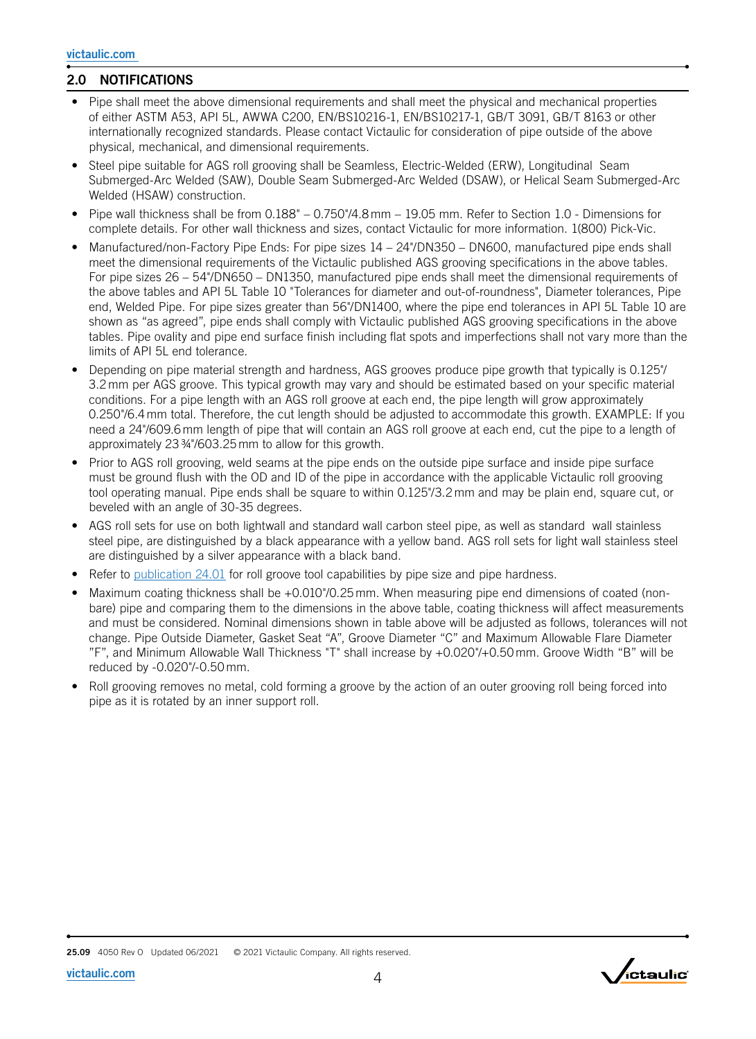## 2.0 NOTIFICATIONS

- Pipe shall meet the above dimensional requirements and shall meet the physical and mechanical properties of either ASTM A53, API 5L, AWWA C200, EN/BS10216-1, EN/BS10217-1, GB/T 3091, GB/T 8163 or other internationally recognized standards. Please contact Victaulic for consideration of pipe outside of the above physical, mechanical, and dimensional requirements.
- Steel pipe suitable for AGS roll grooving shall be Seamless, Electric-Welded (ERW), Longitudinal Seam Submerged-Arc Welded (SAW), Double Seam Submerged-Arc Welded (DSAW), or Helical Seam Submerged-Arc Welded (HSAW) construction.
- Pipe wall thickness shall be from 0.188" – 0.750"/4.8 mm – 19.05 mm. Refer to Section 1.0 - Dimensions for complete details. For other wall thickness and sizes, contact Victaulic for more information. 1(800) Pick-Vic.
- Manufactured/non-Factory Pipe Ends: For pipe sizes 14 – 24"/DN350 – DN600, manufactured pipe ends shall meet the dimensional requirements of the Victaulic published AGS grooving specifications in the above tables. For pipe sizes 26 – 54"/DN650 – DN1350, manufactured pipe ends shall meet the dimensional requirements of the above tables and API 5L Table 10 "Tolerances for diameter and out-of-roundness", Diameter tolerances, Pipe end, Welded Pipe. For pipe sizes greater than 56"/DN1400, where the pipe end tolerances in API 5L Table 10 are shown as "as agreed", pipe ends shall comply with Victaulic published AGS grooving specifications in the above tables. Pipe ovality and pipe end surface finish including flat spots and imperfections shall not vary more than the limits of API 5L end tolerance.
- Depending on pipe material strength and hardness, AGS grooves produce pipe growth that typically is 0.125"/ 3.2 mm per AGS groove. This typical growth may vary and should be estimated based on your specific material conditions. For a pipe length with an AGS roll groove at each end, the pipe length will grow approximately 0.250"/6.4 mm total. Therefore, the cut length should be adjusted to accommodate this growth. EXAMPLE: If you need a 24"/609.6 mm length of pipe that will contain an AGS roll groove at each end, cut the pipe to a length of approximately 23 ¾"/603.25 mm to allow for this growth.
- Prior to AGS roll grooving, weld seams at the pipe ends on the outside pipe surface and inside pipe surface must be ground flush with the OD and ID of the pipe in accordance with the applicable Victaulic roll grooving tool operating manual. Pipe ends shall be square to within 0.125"/3.2 mm and may be plain end, square cut, or beveled with an angle of 30-35 degrees.
- AGS roll sets for use on both lightwall and standard wall carbon steel pipe, as well as standard wall stainless steel pipe, are distinguished by a black appearance with a yellow band. AGS roll sets for light wall stainless steel are distinguished by a silver appearance with a black band.
- Refer to publication 24.01 for roll groove tool capabilities by pipe size and pipe hardness.
- Maximum coating thickness shall be +0.010"/0.25 mm. When measuring pipe end dimensions of coated (non-bare) pipe and comparing them to the dimensions in the above table, coating thickness will affect measurements and must be considered. Nominal dimensions shown in table above will be adjusted as follows, tolerances will not change. Pipe Outside Diameter, Gasket Seat "A", Groove Diameter "C" and Maximum Allowable Flare Diameter "F", and Minimum Allowable Wall Thickness "T" shall increase by +0.020"/+0.50 mm. Groove Width "B" will be reduced by -0.020"/-0.50 mm.
- Roll grooving removes no metal, cold forming a groove by the action of an outer grooving roll being forced into pipe as it is rotated by an inner support roll.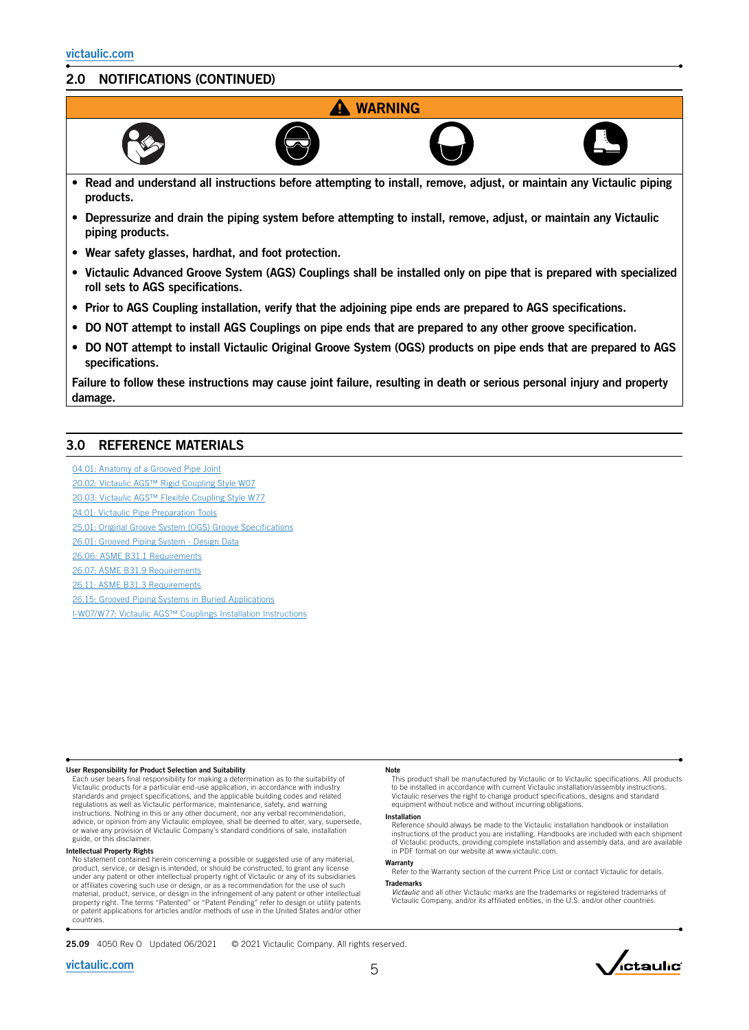## 2.0 NOTIFICATIONS (CONTINUED)

**⚠ WARNING**

- **Read and understand all instructions before attempting to install, remove, adjust, or maintain any Victaulic piping products.**
- **Depressurize and drain the piping system before attempting to install, remove, adjust, or maintain any Victaulic piping products.**
- **Wear safety glasses, hardhat, and foot protection.**
- **Victaulic Advanced Groove System (AGS) Couplings shall be installed only on pipe that is prepared with specialized roll sets to AGS specifications.**
- **Prior to AGS Coupling installation, verify that the adjoining pipe ends are prepared to AGS specifications.**
- **DO NOT attempt to install AGS Couplings on pipe ends that are prepared to any other groove specification.**
- **DO NOT attempt to install Victaulic Original Groove System (OGS) products on pipe ends that are prepared to AGS specifications.**

**Failure to follow these instructions may cause joint failure, resulting in death or serious personal injury and property damage.**

## 3.0 REFERENCE MATERIALS

04.01: Anatomy of a Grooved Pipe Joint
20.02: Victaulic AGS™ Rigid Coupling Style W07
20.03: Victaulic AGS™ Flexible Coupling Style W77
24.01: Victaulic Pipe Preparation Tools
25.01: Original Groove System (OGS) Groove Specifications
26.01: Grooved Piping System - Design Data
26.06: ASME B31.1 Requirements
26.07: ASME B31.9 Requirements
26.11: ASME B31.3 Requirements
26.15: Grooved Piping Systems in Buried Applications
I-W07/W77: Victaulic AGS™ Couplings Installation Instructions

**User Responsibility for Product Selection and Suitability**
Each user bears final responsibility for making a determination as to the suitability of Victaulic products for a particular end-use application, in accordance with industry standards and project specifications, and the applicable building codes and related regulations as well as Victaulic performance, maintenance, safety, and warning instructions. Nothing in this or any other document, nor any verbal recommendation, advice, or opinion from any Victaulic employee, shall be deemed to alter, vary, supersede, or waive any provision of Victaulic Company's standard conditions of sale, installation guide, or this disclaimer.

**Intellectual Property Rights**
No statement contained herein concerning a possible or suggested use of any material, product, service, or design is intended, or should be constructed, to grant any license under any patent or other intellectual property right of Victaulic or any of its subsidiaries or affiliates covering such use or design, or as a recommendation for the use of such material, product, service, or design in the infringement of any patent or other intellectual property right. The terms "Patented" or "Patent Pending" refer to design or utility patents or patent applications for articles and/or methods of use in the United States and/or other countries.

**Note**
This product shall be manufactured by Victaulic or to Victaulic specifications. All products to be installed in accordance with current Victaulic installation/assembly instructions. Victaulic reserves the right to change product specifications, designs and standard equipment without notice and without incurring obligations.

**Installation**
Reference should always be made to the Victaulic installation handbook or installation instructions of the product you are installing. Handbooks are included with each shipment of Victaulic products, providing complete installation and assembly data, and are available in PDF format on our website at www.victaulic.com.

**Warranty**
Refer to the Warranty section of the current Price List or contact Victaulic for details.

**Trademarks**
*Victaulic* and all other Victaulic marks are the trademarks or registered trademarks of Victaulic Company, and/or its affiliated entities, in the U.S. and/or other countries.

**25.09** 4050 Rev O Updated 06/2021 © 2021 Victaulic Company. All rights reserved.